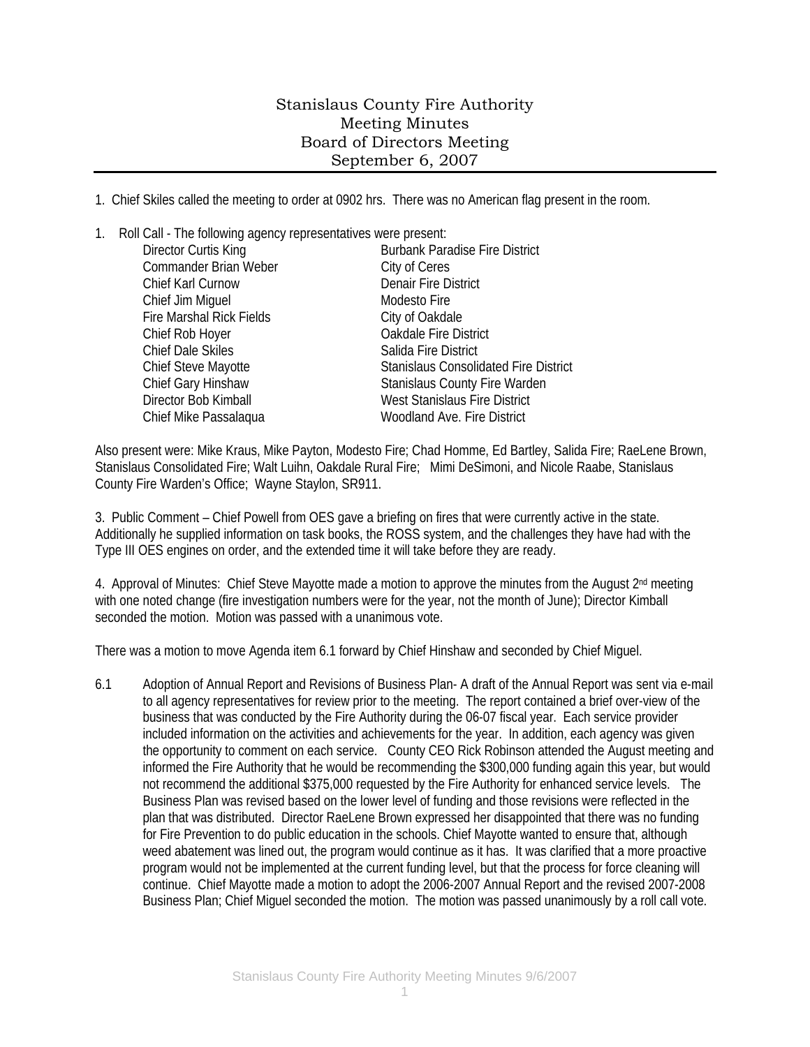# Stanislaus County Fire Authority
## Meeting Minutes
## Board of Directors Meeting
## September 6, 2007

1. Chief Skiles called the meeting to order at 0902 hrs. There was no American flag present in the room.

1. Roll Call - The following agency representatives were present:

| | |
|---|---|
| Director Curtis King | Burbank Paradise Fire District |
| Commander Brian Weber | City of Ceres |
| Chief Karl Curnow | Denair Fire District |
| Chief Jim Miguel | Modesto Fire |
| Fire Marshal Rick Fields | City of Oakdale |
| Chief Rob Hoyer | Oakdale Fire District |
| Chief Dale Skiles | Salida Fire District |
| Chief Steve Mayotte | Stanislaus Consolidated Fire District |
| Chief Gary Hinshaw | Stanislaus County Fire Warden |
| Director Bob Kimball | West Stanislaus Fire District |
| Chief Mike Passalaqua | Woodland Ave. Fire District |

Also present were: Mike Kraus, Mike Payton, Modesto Fire; Chad Homme, Ed Bartley, Salida Fire; RaeLene Brown, Stanislaus Consolidated Fire; Walt Luihn, Oakdale Rural Fire; Mimi DeSimoni, and Nicole Raabe, Stanislaus County Fire Warden's Office; Wayne Staylon, SR911.

3. Public Comment – Chief Powell from OES gave a briefing on fires that were currently active in the state. Additionally he supplied information on task books, the ROSS system, and the challenges they have had with the Type III OES engines on order, and the extended time it will take before they are ready.

4. Approval of Minutes: Chief Steve Mayotte made a motion to approve the minutes from the August 2nd meeting with one noted change (fire investigation numbers were for the year, not the month of June); Director Kimball seconded the motion. Motion was passed with a unanimous vote.

There was a motion to move Agenda item 6.1 forward by Chief Hinshaw and seconded by Chief Miguel.

6.1 Adoption of Annual Report and Revisions of Business Plan- A draft of the Annual Report was sent via e-mail to all agency representatives for review prior to the meeting. The report contained a brief over-view of the business that was conducted by the Fire Authority during the 06-07 fiscal year. Each service provider included information on the activities and achievements for the year. In addition, each agency was given the opportunity to comment on each service. County CEO Rick Robinson attended the August meeting and informed the Fire Authority that he would be recommending the $300,000 funding again this year, but would not recommend the additional $375,000 requested by the Fire Authority for enhanced service levels. The Business Plan was revised based on the lower level of funding and those revisions were reflected in the plan that was distributed. Director RaeLene Brown expressed her disappointed that there was no funding for Fire Prevention to do public education in the schools. Chief Mayotte wanted to ensure that, although weed abatement was lined out, the program would continue as it has. It was clarified that a more proactive program would not be implemented at the current funding level, but that the process for force cleaning will continue. Chief Mayotte made a motion to adopt the 2006-2007 Annual Report and the revised 2007-2008 Business Plan; Chief Miguel seconded the motion. The motion was passed unanimously by a roll call vote.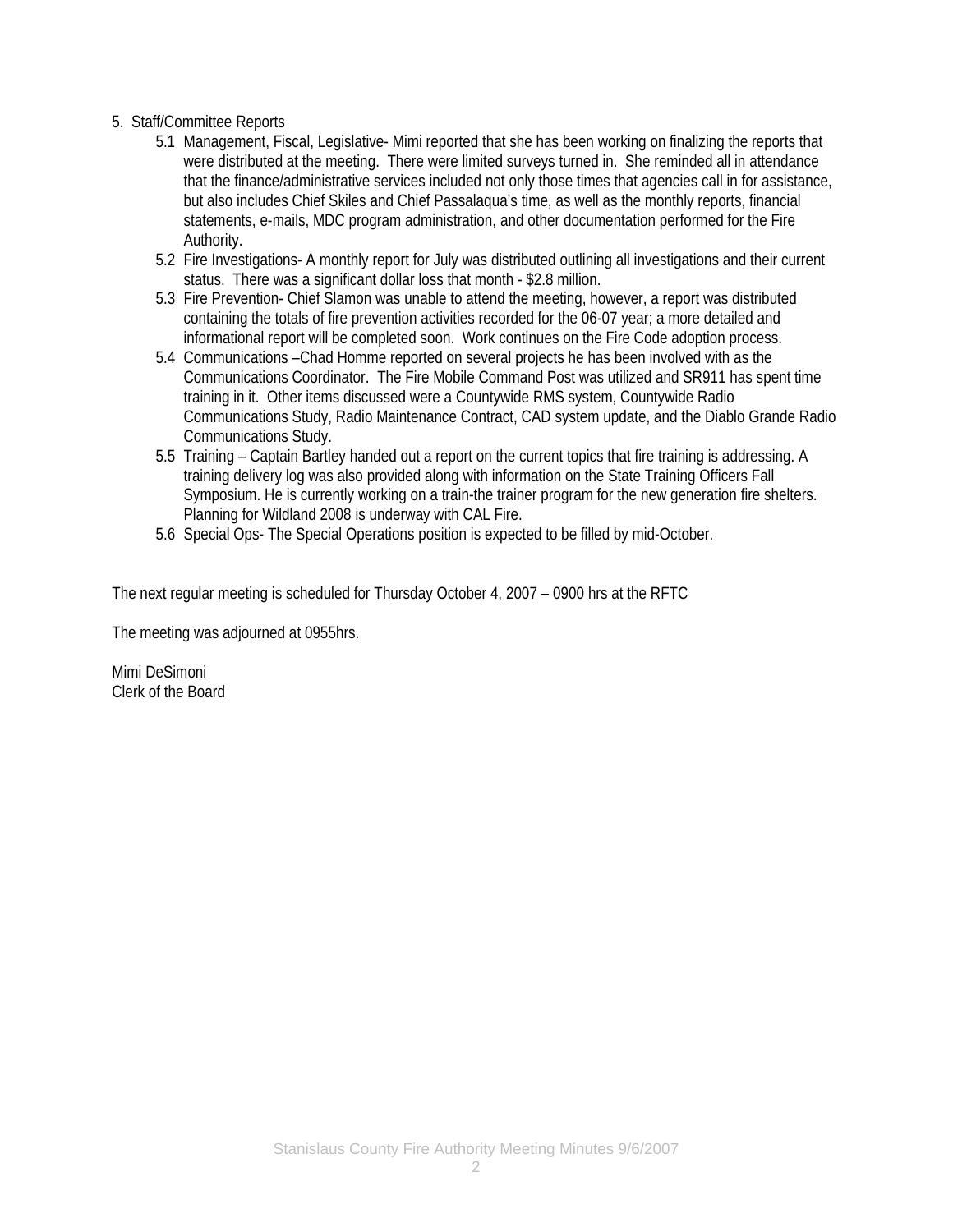5. Staff/Committee Reports
    5.1 Management, Fiscal, Legislative- Mimi reported that she has been working on finalizing the reports that were distributed at the meeting. There were limited surveys turned in. She reminded all in attendance that the finance/administrative services included not only those times that agencies call in for assistance, but also includes Chief Skiles and Chief Passalaqua's time, as well as the monthly reports, financial statements, e-mails, MDC program administration, and other documentation performed for the Fire Authority.
    5.2 Fire Investigations- A monthly report for July was distributed outlining all investigations and their current status. There was a significant dollar loss that month - $2.8 million.
    5.3 Fire Prevention- Chief Slamon was unable to attend the meeting, however, a report was distributed containing the totals of fire prevention activities recorded for the 06-07 year; a more detailed and informational report will be completed soon. Work continues on the Fire Code adoption process.
    5.4 Communications –Chad Homme reported on several projects he has been involved with as the Communications Coordinator. The Fire Mobile Command Post was utilized and SR911 has spent time training in it. Other items discussed were a Countywide RMS system, Countywide Radio Communications Study, Radio Maintenance Contract, CAD system update, and the Diablo Grande Radio Communications Study.
    5.5 Training – Captain Bartley handed out a report on the current topics that fire training is addressing. A training delivery log was also provided along with information on the State Training Officers Fall Symposium. He is currently working on a train-the trainer program for the new generation fire shelters. Planning for Wildland 2008 is underway with CAL Fire.
    5.6 Special Ops- The Special Operations position is expected to be filled by mid-October.

The next regular meeting is scheduled for Thursday October 4, 2007 – 0900 hrs at the RFTC

The meeting was adjourned at 0955hrs.

Mimi DeSimoni
Clerk of the Board